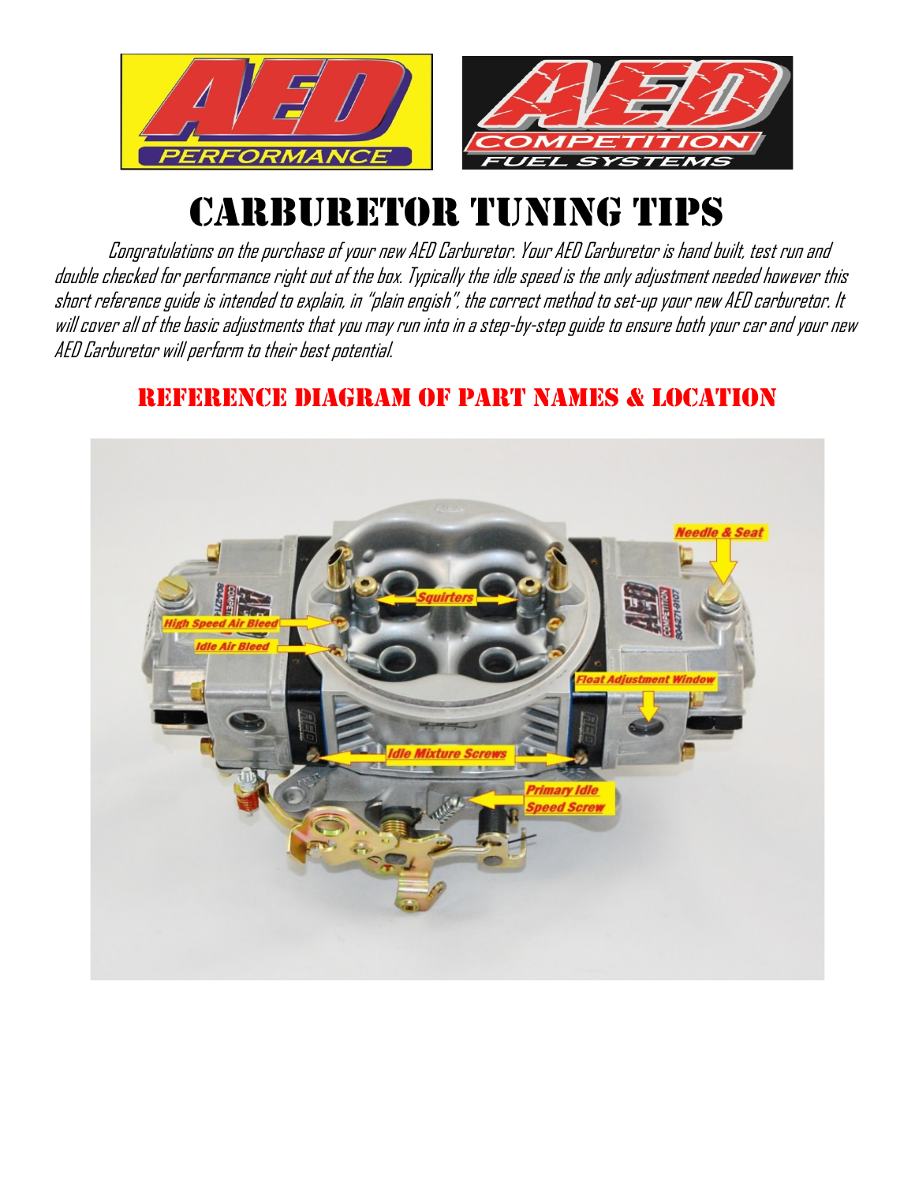# CARBURETOR TUNING TIPS

Congratulations on the purchase of your new AED Carburetor. Your AED Carburetor is hand built, test run and double checked for performance right out of the box. Typically the idle speed is the only adjustment needed however this short reference guide is intended to explain, in "plain engish", the correct method to set-up your new AED carburetor. It will cover all of the basic adjustments that you may run into in a step-by-step guide to ensure both your car and your new AED Carburetor will perform to their best potential.

## REFERENCE DIAGRAM OF PART NAMES & LOCATION

Needle & Seat

Squirters

High Speed Air Bleed

Idle Air Bleed

Float Adjustment Window

Idle Mixture Screws

Primary Idle Speed Screw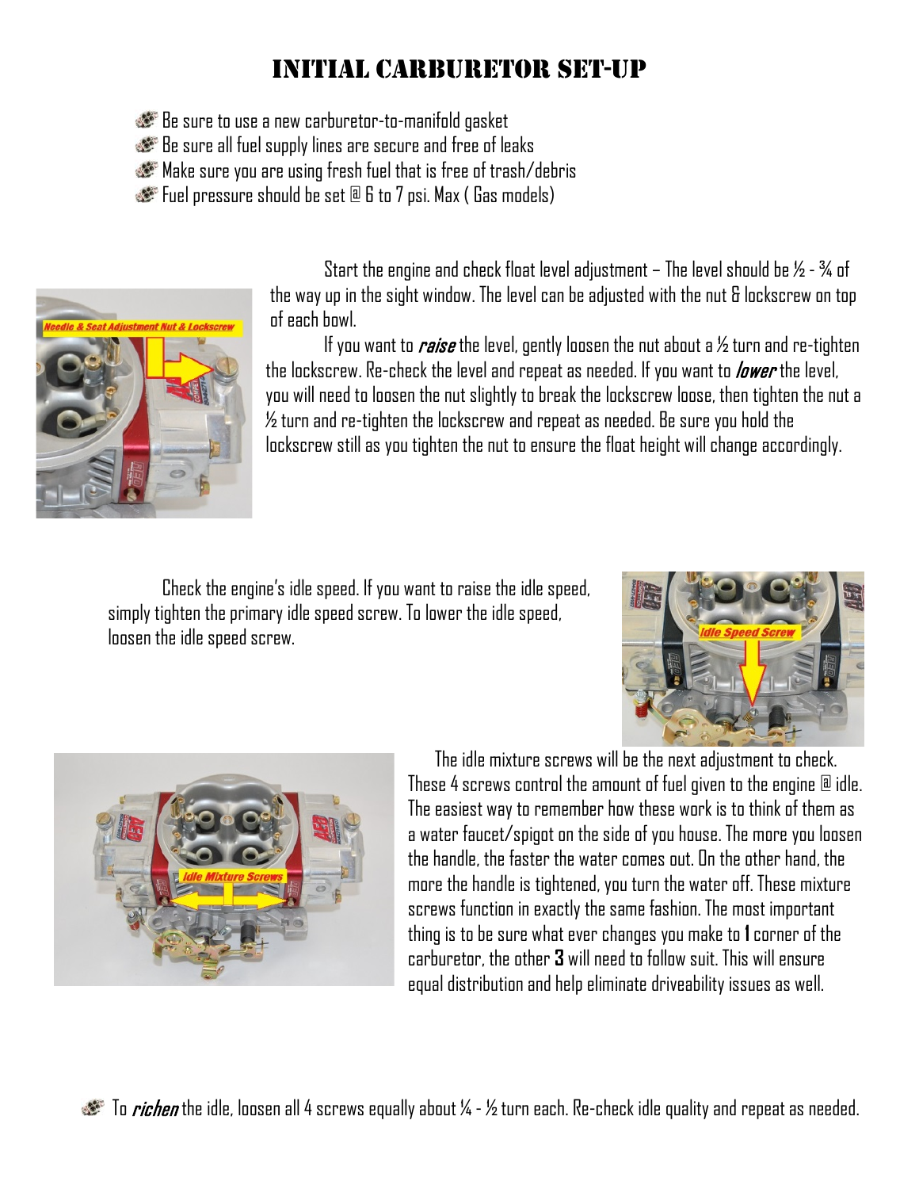# Initial Carburetor Set-Up

- Be sure to use a new carburetor-to-manifold gasket
- Be sure all fuel supply lines are secure and free of leaks
- Make sure you are using fresh fuel that is free of trash/debris
- Fuel pressure should be set @ 6 to 7 psi. Max ( Gas models)

Start the engine and check float level adjustment – The level should be ½ - ¾ of the way up in the sight window. The level can be adjusted with the nut & lockscrew on top of each bowl.

If you want to *raise* the level, gently loosen the nut about a ½ turn and re-tighten the lockscrew. Re-check the level and repeat as needed. If you want to *lower* the level, you will need to loosen the nut slightly to break the lockscrew loose, then tighten the nut a ½ turn and re-tighten the lockscrew and repeat as needed. Be sure you hold the lockscrew still as you tighten the nut to ensure the float height will change accordingly.

Check the engine's idle speed. If you want to raise the idle speed, simply tighten the primary idle speed screw. To lower the idle speed, loosen the idle speed screw.

The idle mixture screws will be the next adjustment to check. These 4 screws control the amount of fuel given to the engine @ idle. The easiest way to remember how these work is to think of them as a water faucet/spigot on the side of you house. The more you loosen the handle, the faster the water comes out. On the other hand, the more the handle is tightened, you turn the water off. These mixture screws function in exactly the same fashion. The most important thing is to be sure what ever changes you make to **1** corner of the carburetor, the other **3** will need to follow suit. This will ensure equal distribution and help eliminate driveability issues as well.

- To *richen* the idle, loosen all 4 screws equally about ¼ - ½ turn each. Re-check idle quality and repeat as needed.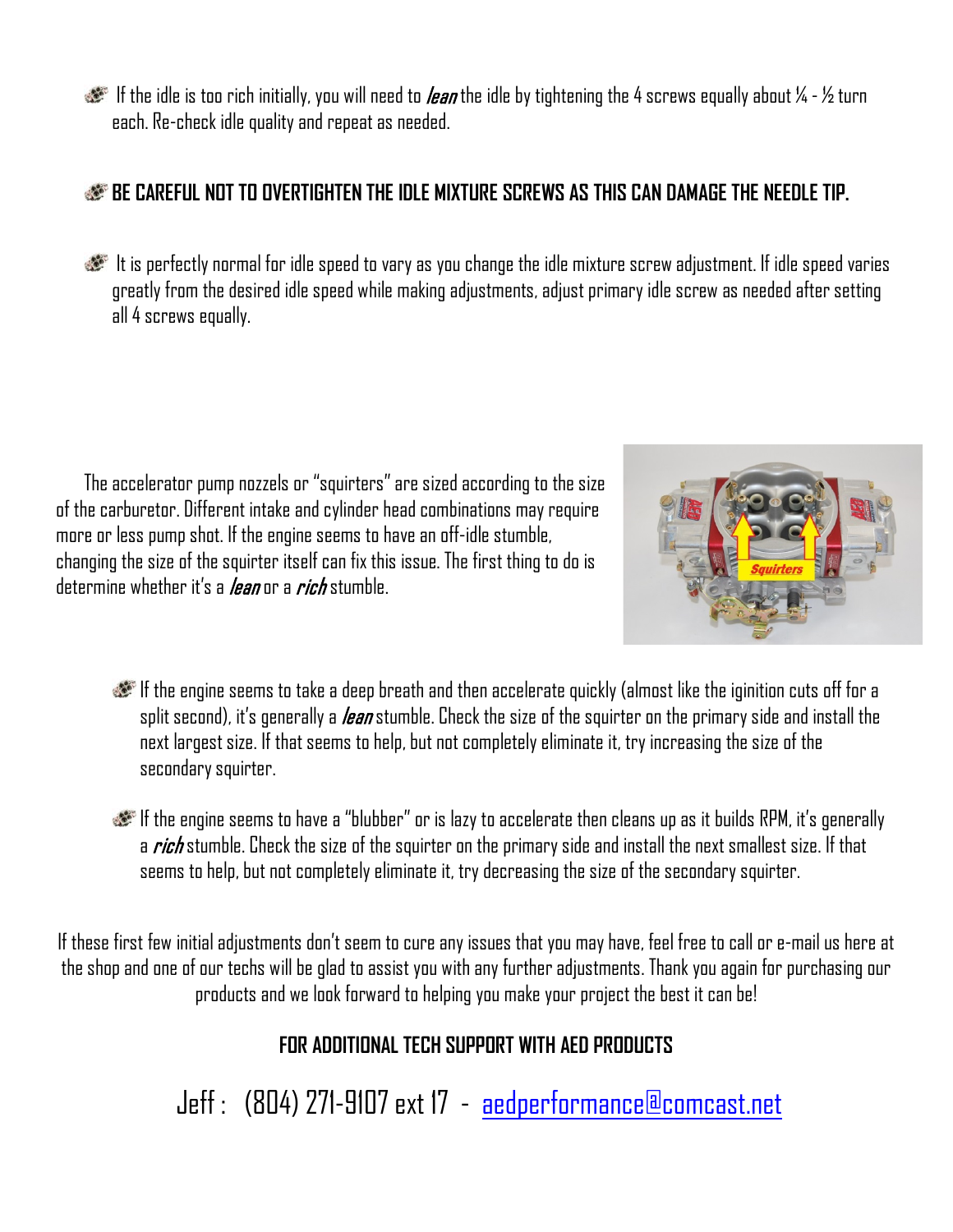- If the idle is too rich initially, you will need to *lean* the idle by tightening the 4 screws equally about ¼ - ½ turn each. Re-check idle quality and repeat as needed.

- **BE CAREFUL NOT TO OVERTIGHTEN THE IDLE MIXTURE SCREWS AS THIS CAN DAMAGE THE NEEDLE TIP.**

- It is perfectly normal for idle speed to vary as you change the idle mixture screw adjustment. If idle speed varies greatly from the desired idle speed while making adjustments, adjust primary idle screw as needed after setting all 4 screws equally.

The accelerator pump nozzels or "squirters" are sized according to the size of the carburetor. Different intake and cylinder head combinations may require more or less pump shot. If the engine seems to have an off-idle stumble, changing the size of the squirter itself can fix this issue. The first thing to do is determine whether it's a *lean* or a *rich* stumble.

- If the engine seems to take a deep breath and then accelerate quickly (almost like the iginition cuts off for a split second), it's generally a *lean* stumble. Check the size of the squirter on the primary side and install the next largest size. If that seems to help, but not completely eliminate it, try increasing the size of the secondary squirter.

- If the engine seems to have a "blubber" or is lazy to accelerate then cleans up as it builds RPM, it's generally a *rich* stumble. Check the size of the squirter on the primary side and install the next smallest size. If that seems to help, but not completely eliminate it, try decreasing the size of the secondary squirter.

If these first few initial adjustments don't seem to cure any issues that you may have, feel free to call or e-mail us here at the shop and one of our techs will be glad to assist you with any further adjustments. Thank you again for purchasing our products and we look forward to helping you make your project the best it can be!

**FOR ADDITIONAL TECH SUPPORT WITH AED PRODUCTS**

Jeff : (804) 271-9107 ext 17 - aedperformance@comcast.net